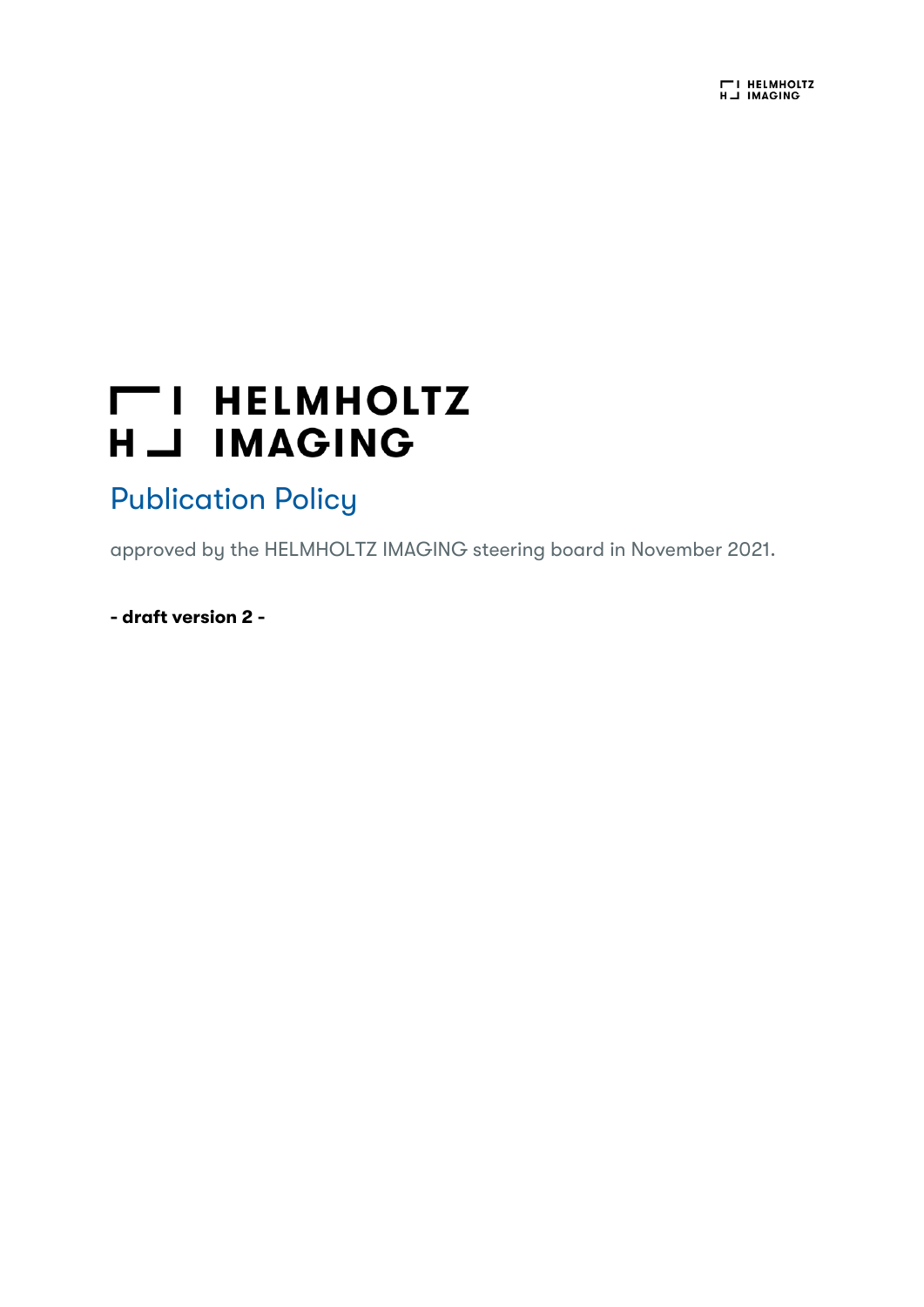# HELMHOLTZ IMAGING

## Publication Policy

approved by the HELMHOLTZ IMAGING steering board in November 2021.

**- draft version 2 -**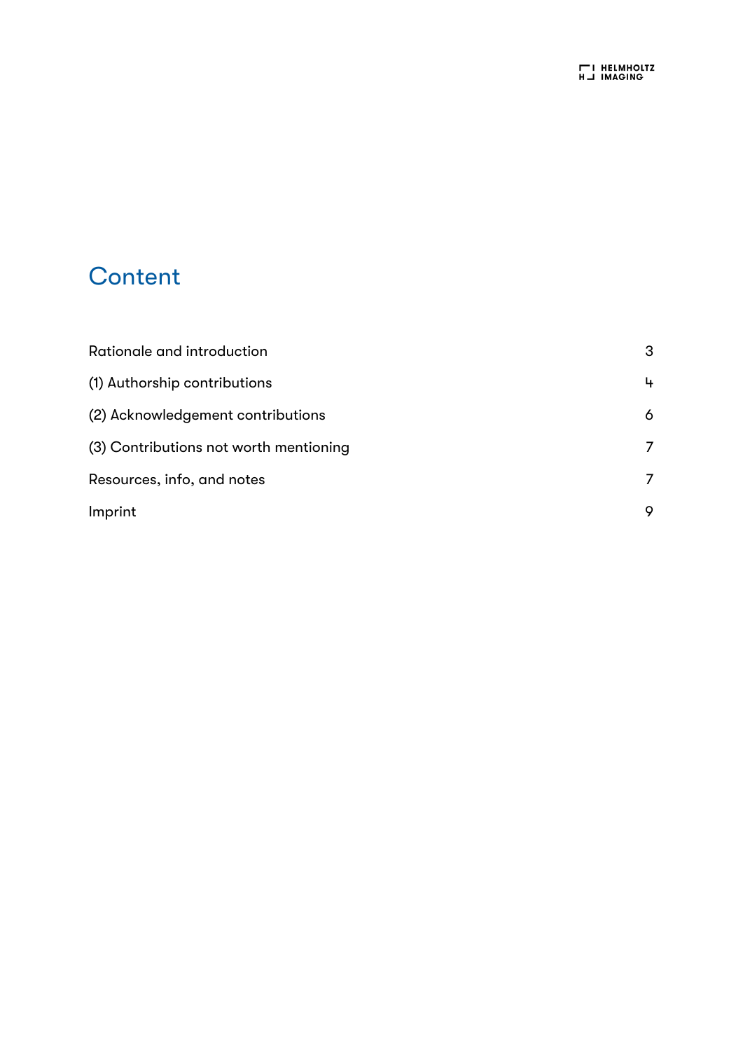# Content

| | |
|---|---|
| Rationale and introduction | 3 |
| (1) Authorship contributions | 4 |
| (2) Acknowledgement contributions | 6 |
| (3) Contributions not worth mentioning | 7 |
| Resources, info, and notes | 7 |
| Imprint | 9 |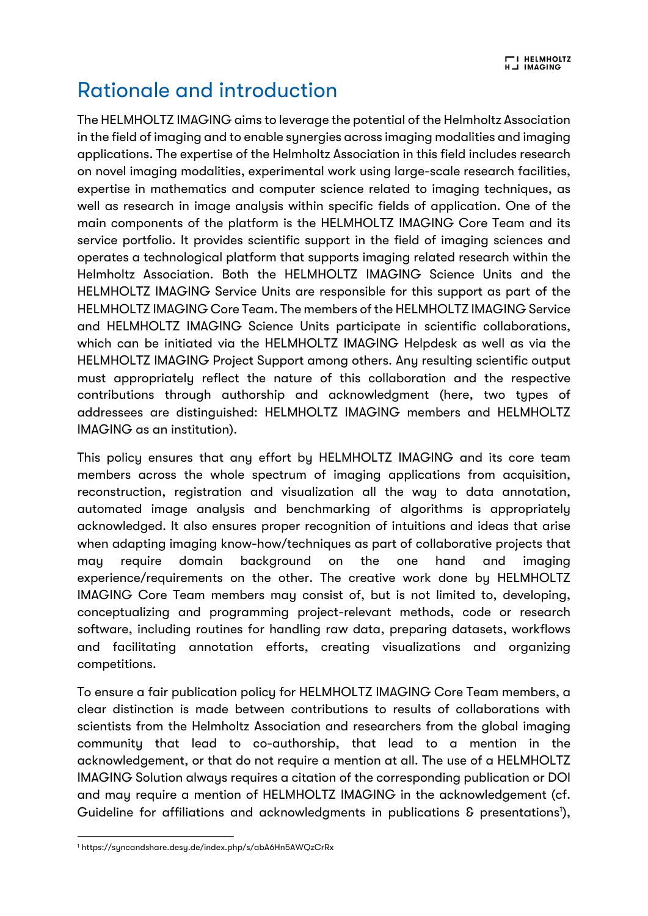# Rationale and introduction

The HELMHOLTZ IMAGING aims to leverage the potential of the Helmholtz Association in the field of imaging and to enable synergies across imaging modalities and imaging applications. The expertise of the Helmholtz Association in this field includes research on novel imaging modalities, experimental work using large-scale research facilities, expertise in mathematics and computer science related to imaging techniques, as well as research in image analysis within specific fields of application. One of the main components of the platform is the HELMHOLTZ IMAGING Core Team and its service portfolio. It provides scientific support in the field of imaging sciences and operates a technological platform that supports imaging related research within the Helmholtz Association. Both the HELMHOLTZ IMAGING Science Units and the HELMHOLTZ IMAGING Service Units are responsible for this support as part of the HELMHOLTZ IMAGING Core Team. The members of the HELMHOLTZ IMAGING Service and HELMHOLTZ IMAGING Science Units participate in scientific collaborations, which can be initiated via the HELMHOLTZ IMAGING Helpdesk as well as via the HELMHOLTZ IMAGING Project Support among others. Any resulting scientific output must appropriately reflect the nature of this collaboration and the respective contributions through authorship and acknowledgment (here, two types of addressees are distinguished: HELMHOLTZ IMAGING members and HELMHOLTZ IMAGING as an institution).

This policy ensures that any effort by HELMHOLTZ IMAGING and its core team members across the whole spectrum of imaging applications from acquisition, reconstruction, registration and visualization all the way to data annotation, automated image analysis and benchmarking of algorithms is appropriately acknowledged. It also ensures proper recognition of intuitions and ideas that arise when adapting imaging know-how/techniques as part of collaborative projects that may require domain background on the one hand and imaging experience/requirements on the other. The creative work done by HELMHOLTZ IMAGING Core Team members may consist of, but is not limited to, developing, conceptualizing and programming project-relevant methods, code or research software, including routines for handling raw data, preparing datasets, workflows and facilitating annotation efforts, creating visualizations and organizing competitions.

To ensure a fair publication policy for HELMHOLTZ IMAGING Core Team members, a clear distinction is made between contributions to results of collaborations with scientists from the Helmholtz Association and researchers from the global imaging community that lead to co-authorship, that lead to a mention in the acknowledgement, or that do not require a mention at all. The use of a HELMHOLTZ IMAGING Solution always requires a citation of the corresponding publication or DOI and may require a mention of HELMHOLTZ IMAGING in the acknowledgement (cf. Guideline for affiliations and acknowledgments in publications & presentations[1]),

[1] https://syncandshare.desy.de/index.php/s/abA6Hn5AWQzCrRx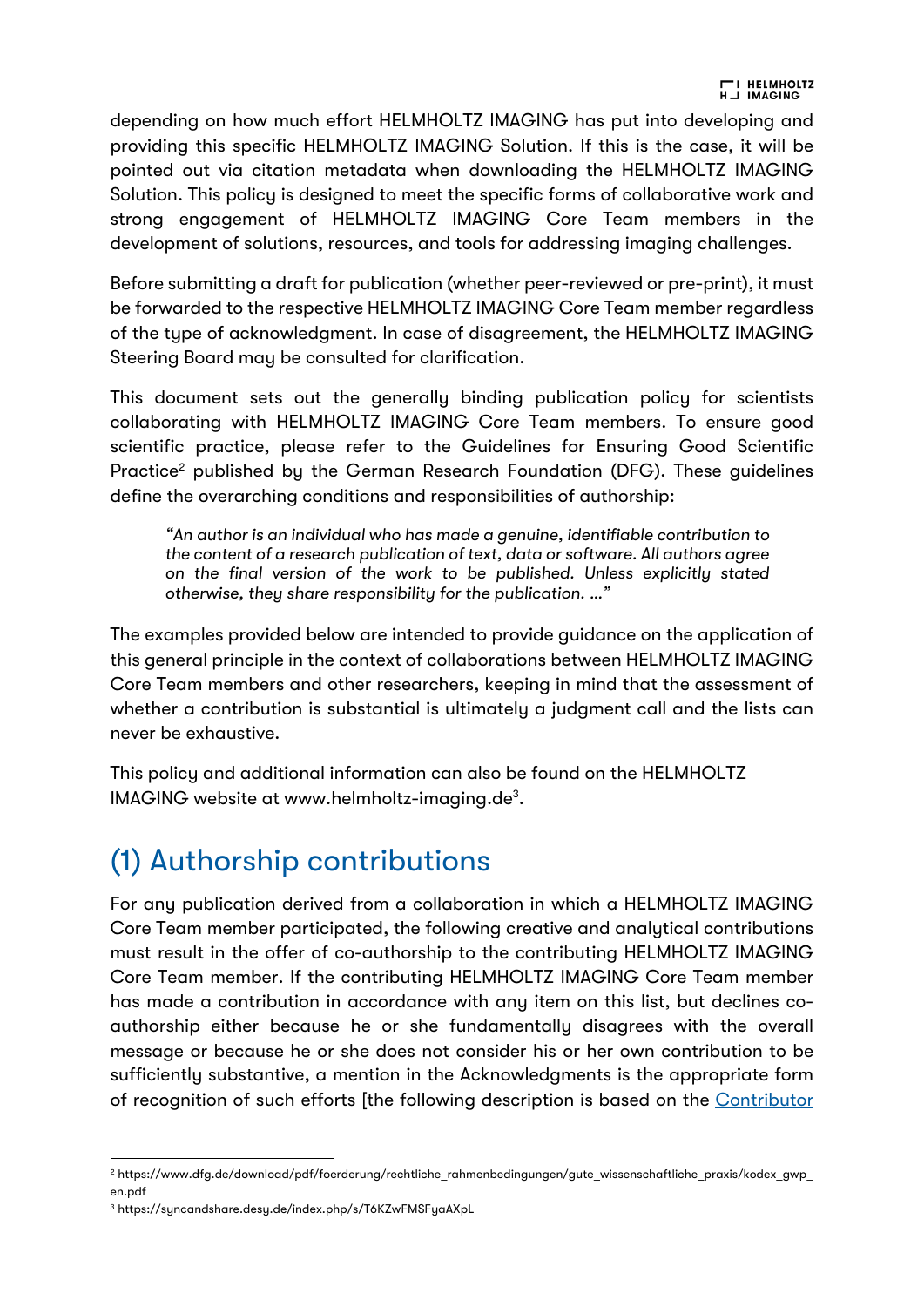depending on how much effort HELMHOLTZ IMAGING has put into developing and providing this specific HELMHOLTZ IMAGING Solution. If this is the case, it will be pointed out via citation metadata when downloading the HELMHOLTZ IMAGING Solution. This policy is designed to meet the specific forms of collaborative work and strong engagement of HELMHOLTZ IMAGING Core Team members in the development of solutions, resources, and tools for addressing imaging challenges.

Before submitting a draft for publication (whether peer-reviewed or pre-print), it must be forwarded to the respective HELMHOLTZ IMAGING Core Team member regardless of the type of acknowledgment. In case of disagreement, the HELMHOLTZ IMAGING Steering Board may be consulted for clarification.

This document sets out the generally binding publication policy for scientists collaborating with HELMHOLTZ IMAGING Core Team members. To ensure good scientific practice, please refer to the Guidelines for Ensuring Good Scientific Practice[2] published by the German Research Foundation (DFG). These guidelines define the overarching conditions and responsibilities of authorship:

> *"An author is an individual who has made a genuine, identifiable contribution to the content of a research publication of text, data or software. All authors agree on the final version of the work to be published. Unless explicitly stated otherwise, they share responsibility for the publication. …"*

The examples provided below are intended to provide guidance on the application of this general principle in the context of collaborations between HELMHOLTZ IMAGING Core Team members and other researchers, keeping in mind that the assessment of whether a contribution is substantial is ultimately a judgment call and the lists can never be exhaustive.

This policy and additional information can also be found on the HELMHOLTZ IMAGING website at www.helmholtz-imaging.de[3].

## (1) Authorship contributions

For any publication derived from a collaboration in which a HELMHOLTZ IMAGING Core Team member participated, the following creative and analytical contributions must result in the offer of co-authorship to the contributing HELMHOLTZ IMAGING Core Team member. If the contributing HELMHOLTZ IMAGING Core Team member has made a contribution in accordance with any item on this list, but declines co-authorship either because he or she fundamentally disagrees with the overall message or because he or she does not consider his or her own contribution to be sufficiently substantive, a mention in the Acknowledgments is the appropriate form of recognition of such efforts [the following description is based on the Contributor

---

[2] https://www.dfg.de/download/pdf/foerderung/rechtliche_rahmenbedingungen/gute_wissenschaftliche_praxis/kodex_gwp_en.pdf

[3] https://syncandshare.desy.de/index.php/s/T6KZwFMSFyaAXpL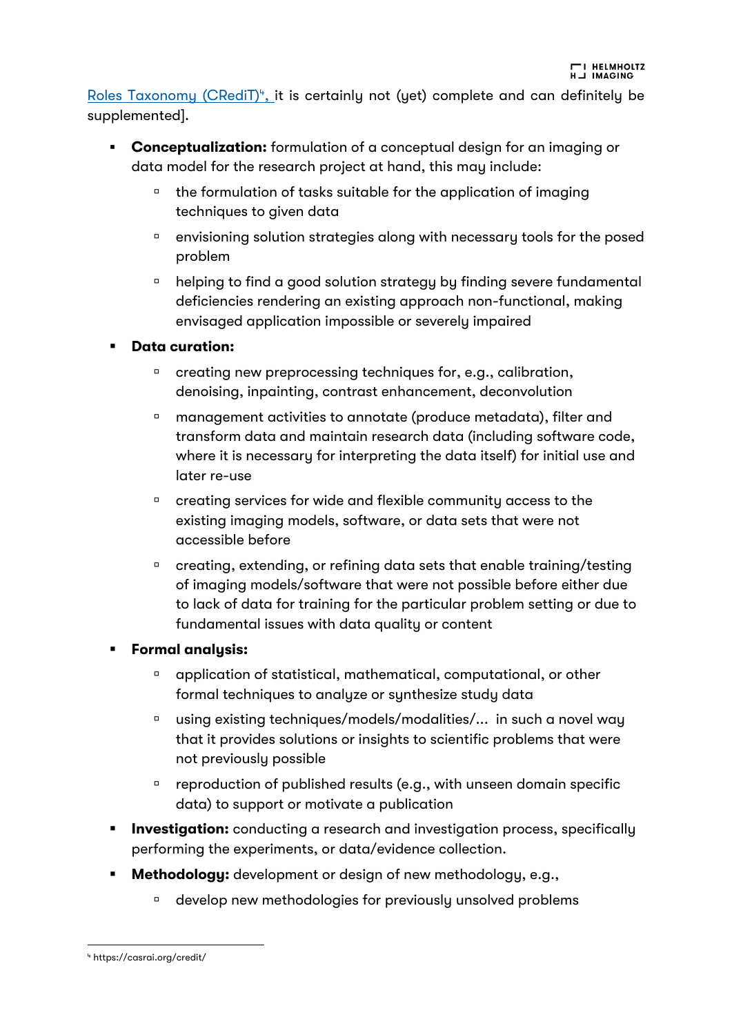Roles Taxonomy (CRediT)[4], it is certainly not (yet) complete and can definitely be supplemented].

- **Conceptualization:** formulation of a conceptual design for an imaging or data model for the research project at hand, this may include:
    - the formulation of tasks suitable for the application of imaging techniques to given data
    - envisioning solution strategies along with necessary tools for the posed problem
    - helping to find a good solution strategy by finding severe fundamental deficiencies rendering an existing approach non-functional, making envisaged application impossible or severely impaired
- **Data curation:**
    - creating new preprocessing techniques for, e.g., calibration, denoising, inpainting, contrast enhancement, deconvolution
    - management activities to annotate (produce metadata), filter and transform data and maintain research data (including software code, where it is necessary for interpreting the data itself) for initial use and later re-use
    - creating services for wide and flexible community access to the existing imaging models, software, or data sets that were not accessible before
    - creating, extending, or refining data sets that enable training/testing of imaging models/software that were not possible before either due to lack of data for training for the particular problem setting or due to fundamental issues with data quality or content
- **Formal analysis:**
    - application of statistical, mathematical, computational, or other formal techniques to analyze or synthesize study data
    - using existing techniques/models/modalities/... in such a novel way that it provides solutions or insights to scientific problems that were not previously possible
    - reproduction of published results (e.g., with unseen domain specific data) to support or motivate a publication
- **Investigation:** conducting a research and investigation process, specifically performing the experiments, or data/evidence collection.
- **Methodology:** development or design of new methodology, e.g.,
    - develop new methodologies for previously unsolved problems

[4] https://casrai.org/credit/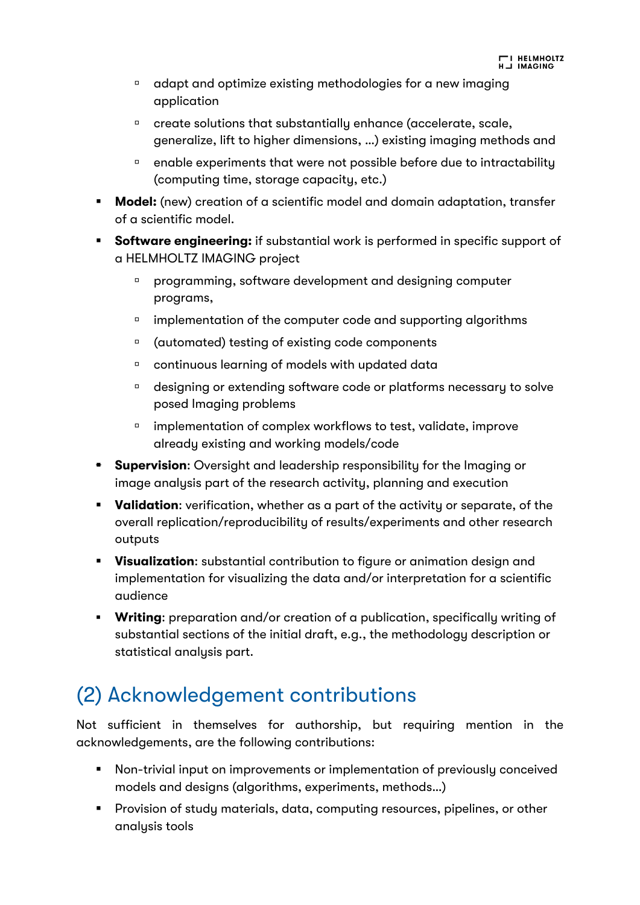- adapt and optimize existing methodologies for a new imaging application
  - create solutions that substantially enhance (accelerate, scale, generalize, lift to higher dimensions, …) existing imaging methods and
  - enable experiments that were not possible before due to intractability (computing time, storage capacity, etc.)
- **Model:** (new) creation of a scientific model and domain adaptation, transfer of a scientific model.
- **Software engineering:** if substantial work is performed in specific support of a HELMHOLTZ IMAGING project
  - programming, software development and designing computer programs,
  - implementation of the computer code and supporting algorithms
  - (automated) testing of existing code components
  - continuous learning of models with updated data
  - designing or extending software code or platforms necessary to solve posed Imaging problems
  - implementation of complex workflows to test, validate, improve already existing and working models/code
- **Supervision**: Oversight and leadership responsibility for the Imaging or image analysis part of the research activity, planning and execution
- **Validation**: verification, whether as a part of the activity or separate, of the overall replication/reproducibility of results/experiments and other research outputs
- **Visualization**: substantial contribution to figure or animation design and implementation for visualizing the data and/or interpretation for a scientific audience
- **Writing**: preparation and/or creation of a publication, specifically writing of substantial sections of the initial draft, e.g., the methodology description or statistical analysis part.

## (2) Acknowledgement contributions

Not sufficient in themselves for authorship, but requiring mention in the acknowledgements, are the following contributions:

- Non-trivial input on improvements or implementation of previously conceived models and designs (algorithms, experiments, methods…)
- Provision of study materials, data, computing resources, pipelines, or other analysis tools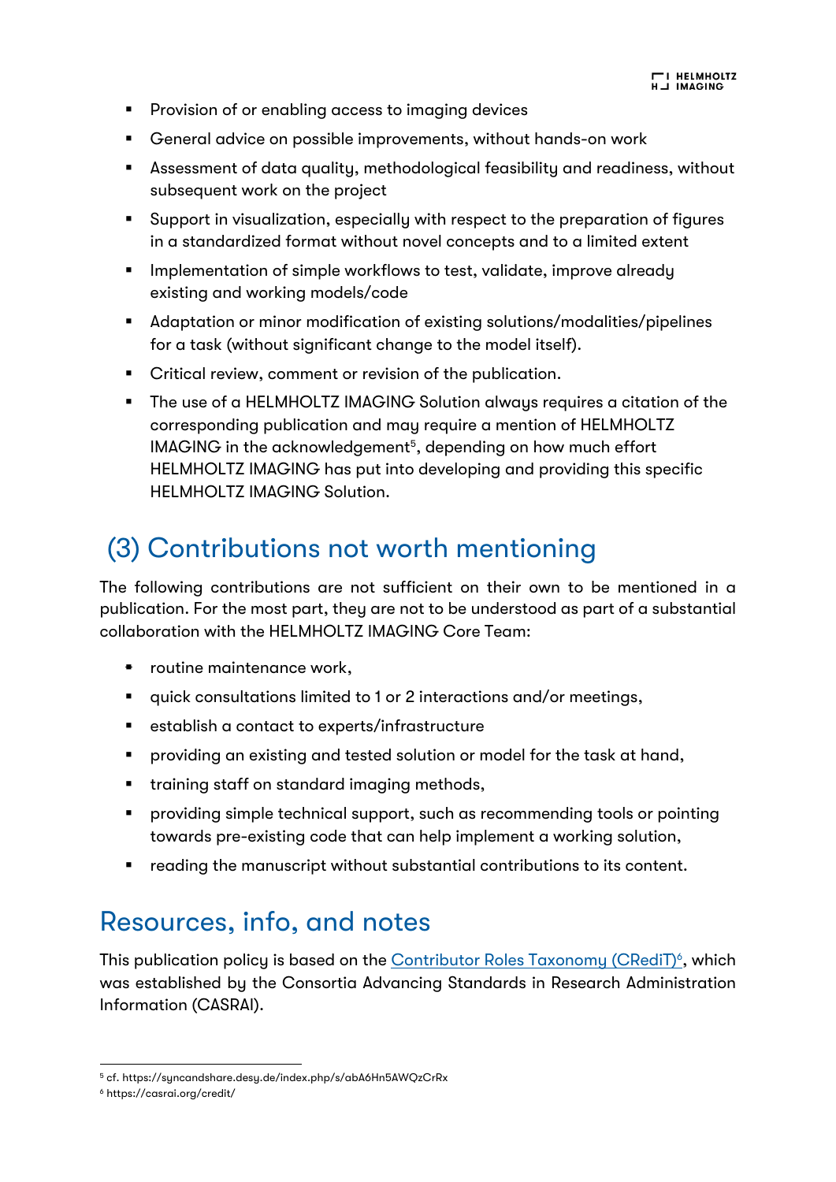- Provision of or enabling access to imaging devices
- General advice on possible improvements, without hands-on work
- Assessment of data quality, methodological feasibility and readiness, without subsequent work on the project
- Support in visualization, especially with respect to the preparation of figures in a standardized format without novel concepts and to a limited extent
- Implementation of simple workflows to test, validate, improve already existing and working models/code
- Adaptation or minor modification of existing solutions/modalities/pipelines for a task (without significant change to the model itself).
- Critical review, comment or revision of the publication.
- The use of a HELMHOLTZ IMAGING Solution always requires a citation of the corresponding publication and may require a mention of HELMHOLTZ IMAGING in the acknowledgement[5], depending on how much effort HELMHOLTZ IMAGING has put into developing and providing this specific HELMHOLTZ IMAGING Solution.

## (3) Contributions not worth mentioning

The following contributions are not sufficient on their own to be mentioned in a publication. For the most part, they are not to be understood as part of a substantial collaboration with the HELMHOLTZ IMAGING Core Team:

- routine maintenance work,
- quick consultations limited to 1 or 2 interactions and/or meetings,
- establish a contact to experts/infrastructure
- providing an existing and tested solution or model for the task at hand,
- training staff on standard imaging methods,
- providing simple technical support, such as recommending tools or pointing towards pre-existing code that can help implement a working solution,
- reading the manuscript without substantial contributions to its content.

## Resources, info, and notes

This publication policy is based on the Contributor Roles Taxonomy (CRediT)[6], which was established by the Consortia Advancing Standards in Research Administration Information (CASRAI).

[5] cf. https://syncandshare.desy.de/index.php/s/abA6Hn5AWQzCrRx

[6] https://casrai.org/credit/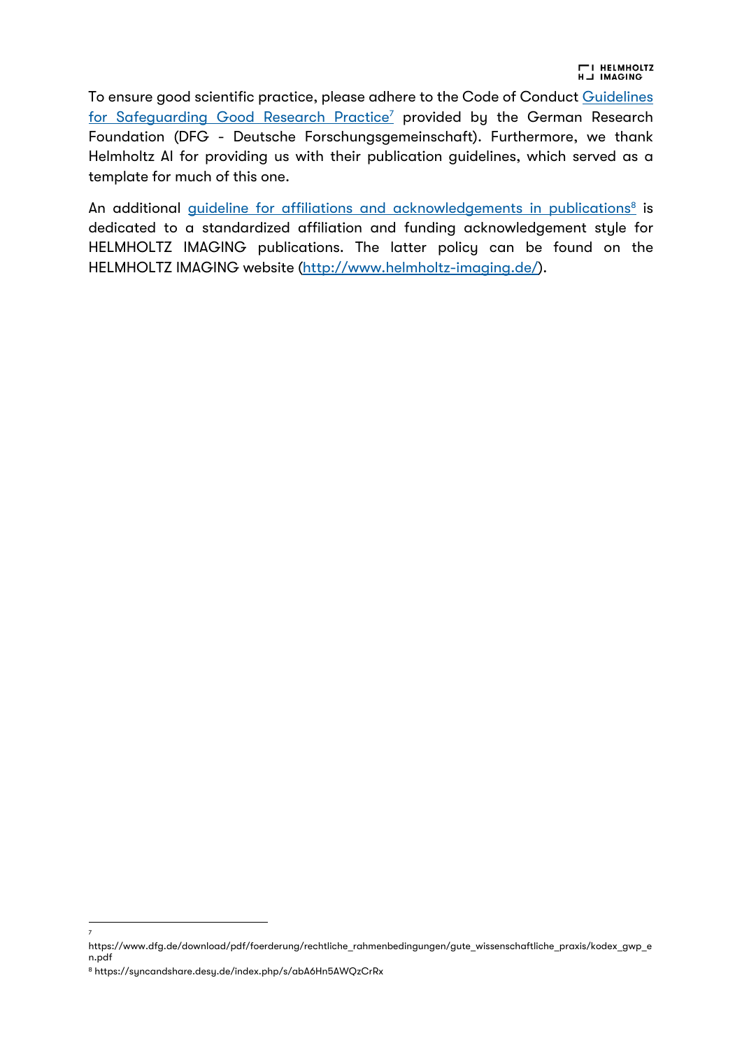To ensure good scientific practice, please adhere to the Code of Conduct [Guidelines for Safeguarding Good Research Practice](https://www.dfg.de/download/pdf/foerderung/rechtliche_rahmenbedingungen/gute_wissenschaftliche_praxis/kodex_gwp_en.pdf)[7] provided by the German Research Foundation (DFG - Deutsche Forschungsgemeinschaft). Furthermore, we thank Helmholtz AI for providing us with their publication guidelines, which served as a template for much of this one.

An additional [guideline for affiliations and acknowledgements in publications](https://syncandshare.desy.de/index.php/s/abA6Hn5AWQzCrRx)[8] is dedicated to a standardized affiliation and funding acknowledgement style for HELMHOLTZ IMAGING publications. The latter policy can be found on the HELMHOLTZ IMAGING website (http://www.helmholtz-imaging.de/).

---

[7] https://www.dfg.de/download/pdf/foerderung/rechtliche_rahmenbedingungen/gute_wissenschaftliche_praxis/kodex_gwp_en.pdf

[8] https://syncandshare.desy.de/index.php/s/abA6Hn5AWQzCrRx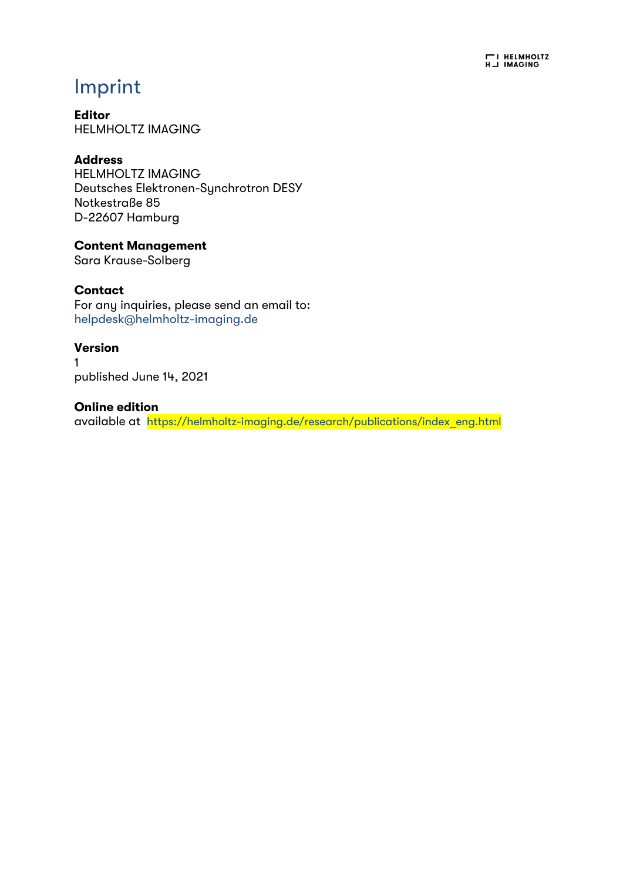# Imprint

**Editor**
HELMHOLTZ IMAGING

**Address**
HELMHOLTZ IMAGING
Deutsches Elektronen-Synchrotron DESY
Notkestraße 85
D-22607 Hamburg

**Content Management**
Sara Krause-Solberg

**Contact**
For any inquiries, please send an email to:
helpdesk@helmholtz-imaging.de

**Version**
1
published June 14, 2021

**Online edition**
available at https://helmholtz-imaging.de/research/publications/index_eng.html